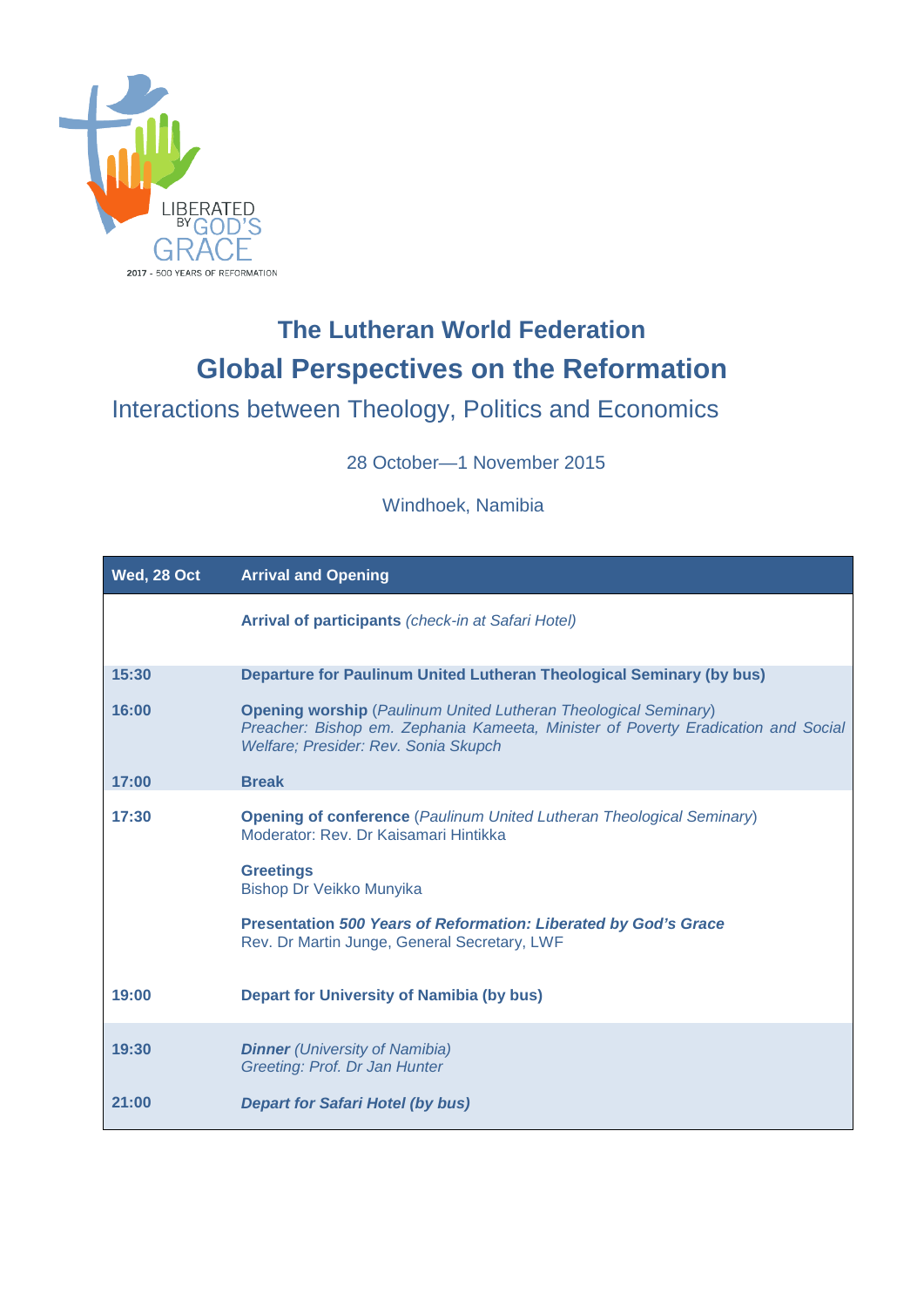LIBERATED BY GOD'S GRACE

2017 - 500 YEARS OF REFORMATION

# The Lutheran World Federation
# Global Perspectives on the Reformation

## Interactions between Theology, Politics and Economics

28 October—1 November 2015

Windhoek, Namibia

| Wed, 28 Oct | Arrival and Opening |
|---|---|
| | **Arrival of participants** *(check-in at Safari Hotel)* |
| **15:30** | **Departure for Paulinum United Lutheran Theological Seminary (by bus)** |
| **16:00** | **Opening worship** (*Paulinum United Lutheran Theological Seminary*) *Preacher: Bishop em. Zephania Kameeta, Minister of Poverty Eradication and Social Welfare; Presider: Rev. Sonia Skupch* |
| **17:00** | **Break** |
| **17:30** | **Opening of conference** (*Paulinum United Lutheran Theological Seminary*) Moderator: Rev. Dr Kaisamari Hintikka<br><br>**Greetings** Bishop Dr Veikko Munyika<br><br>**Presentation *500 Years of Reformation: Liberated by God's Grace*** Rev. Dr Martin Junge, General Secretary, LWF |
| **19:00** | **Depart for University of Namibia (by bus)** |
| **19:30** | ***Dinner*** *(University of Namibia)* *Greeting: Prof. Dr Jan Hunter* |
| **21:00** | ***Depart for Safari Hotel (by bus)*** |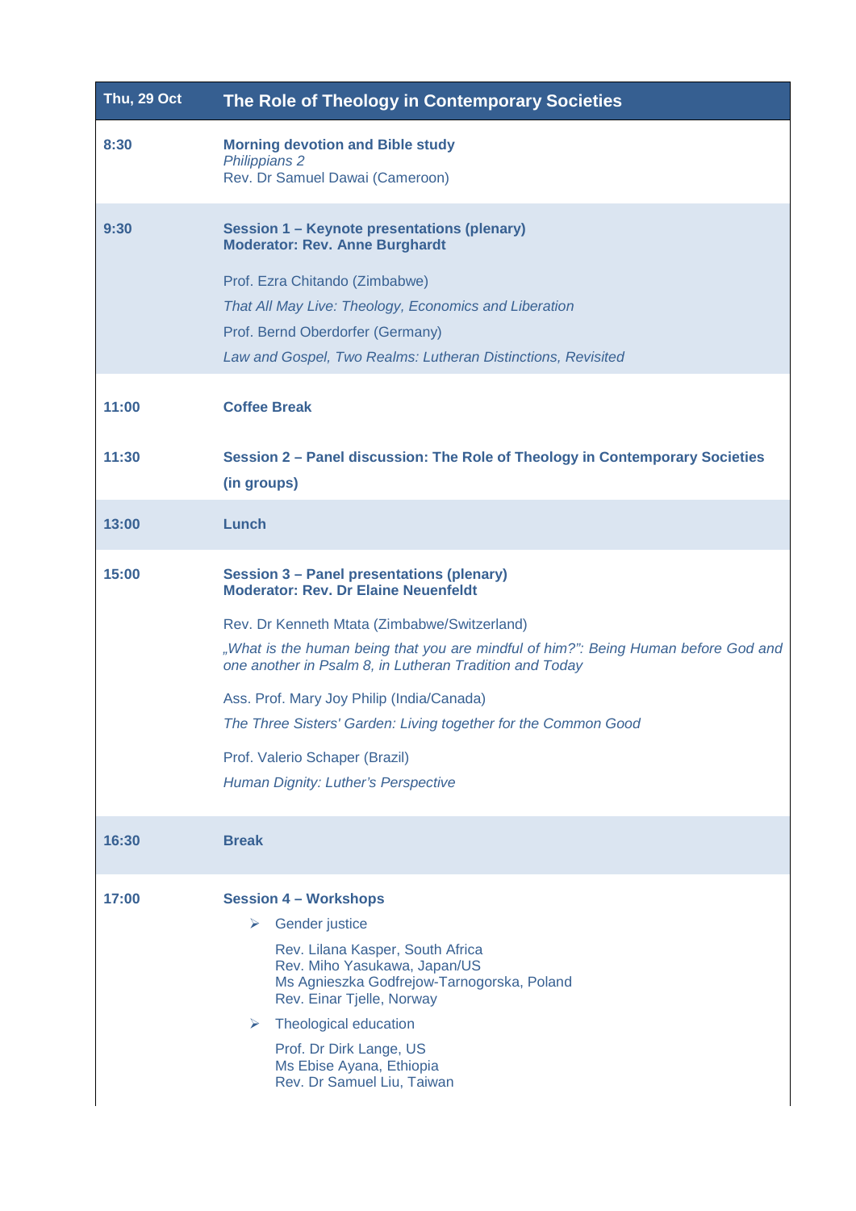| Thu, 29 Oct | The Role of Theology in Contemporary Societies |
|---|---|
| **8:30** | **Morning devotion and Bible study**<br>*Philippians 2*<br>Rev. Dr Samuel Dawai (Cameroon) |
| **9:30** | **Session 1 – Keynote presentations (plenary)**<br>**Moderator: Rev. Anne Burghardt**<br><br>Prof. Ezra Chitando (Zimbabwe)<br>*That All May Live: Theology, Economics and Liberation*<br>Prof. Bernd Oberdorfer (Germany)<br>*Law and Gospel, Two Realms: Lutheran Distinctions, Revisited* |
| **11:00** | **Coffee Break** |
| **11:30** | **Session 2 – Panel discussion: The Role of Theology in Contemporary Societies (in groups)** |
| **13:00** | **Lunch** |
| **15:00** | **Session 3 – Panel presentations (plenary)**<br>**Moderator: Rev. Dr Elaine Neuenfeldt**<br><br>Rev. Dr Kenneth Mtata (Zimbabwe/Switzerland)<br>*„What is the human being that you are mindful of him?": Being Human before God and one another in Psalm 8, in Lutheran Tradition and Today*<br><br>Ass. Prof. Mary Joy Philip (India/Canada)<br>*The Three Sisters' Garden: Living together for the Common Good*<br><br>Prof. Valerio Schaper (Brazil)<br>*Human Dignity: Luther's Perspective* |
| **16:30** | **Break** |
| **17:00** | **Session 4 – Workshops**<br>➢ Gender justice<br>Rev. Lilana Kasper, South Africa<br>Rev. Miho Yasukawa, Japan/US<br>Ms Agnieszka Godfrejow-Tarnogorska, Poland<br>Rev. Einar Tjelle, Norway<br>➢ Theological education<br>Prof. Dr Dirk Lange, US<br>Ms Ebise Ayana, Ethiopia<br>Rev. Dr Samuel Liu, Taiwan |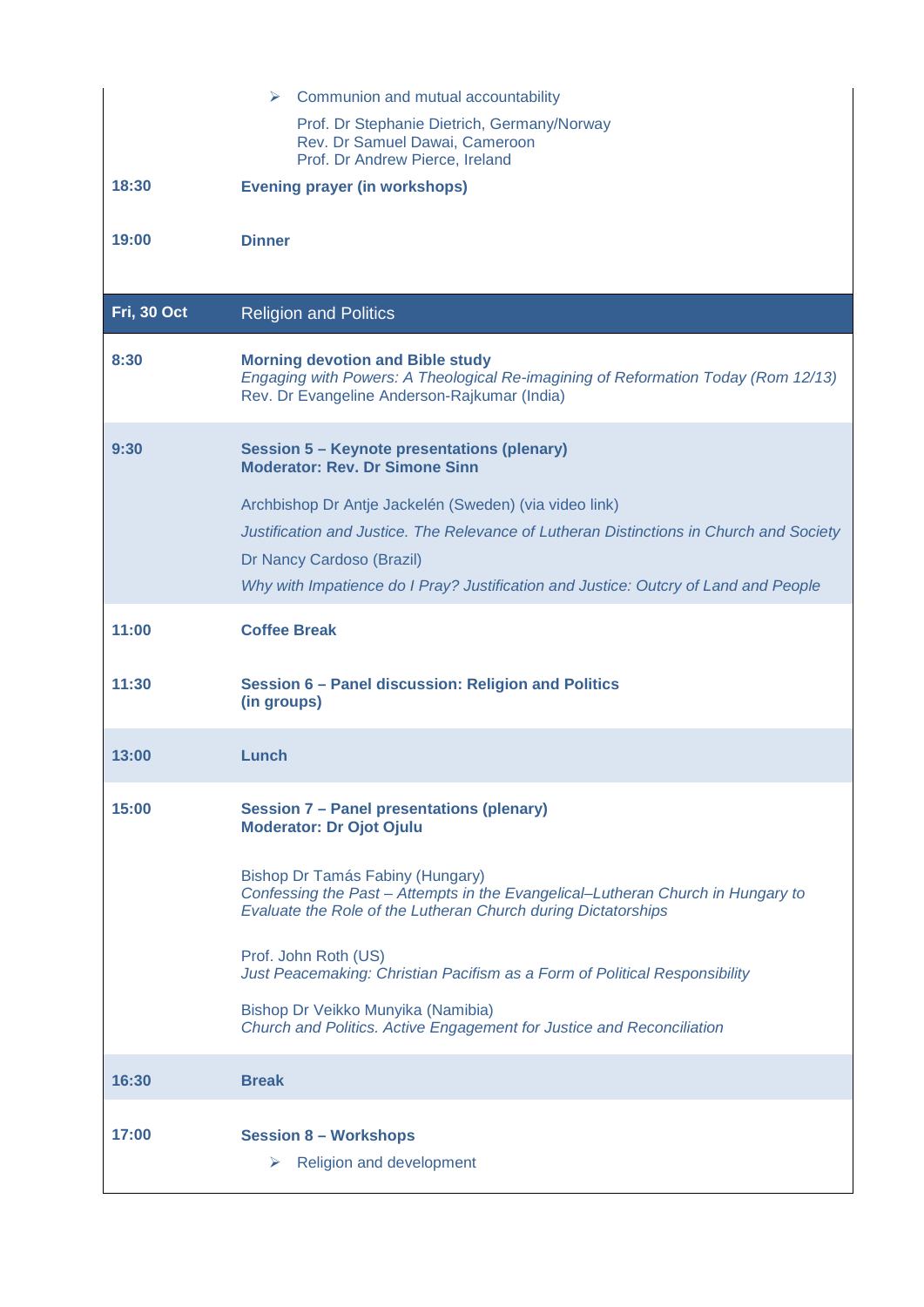| | |
|---|---|
| | ➢ Communion and mutual accountability<br><br>Prof. Dr Stephanie Dietrich, Germany/Norway<br>Rev. Dr Samuel Dawai, Cameroon<br>Prof. Dr Andrew Pierce, Ireland |
| **18:30** | **Evening prayer (in workshops)** |
| **19:00** | **Dinner** |
| **Fri, 30 Oct** | **Religion and Politics** |
| **8:30** | **Morning devotion and Bible study**<br>*Engaging with Powers: A Theological Re-imagining of Reformation Today (Rom 12/13)*<br>Rev. Dr Evangeline Anderson-Rajkumar (India) |
| **9:30** | **Session 5 – Keynote presentations (plenary)**<br>**Moderator: Rev. Dr Simone Sinn**<br><br>Archbishop Dr Antje Jackelén (Sweden) (via video link)<br>*Justification and Justice. The Relevance of Lutheran Distinctions in Church and Society*<br>Dr Nancy Cardoso (Brazil)<br>*Why with Impatience do I Pray? Justification and Justice: Outcry of Land and People* |
| **11:00** | **Coffee Break** |
| **11:30** | **Session 6 – Panel discussion: Religion and Politics**<br>**(in groups)** |
| **13:00** | **Lunch** |
| **15:00** | **Session 7 – Panel presentations (plenary)**<br>**Moderator: Dr Ojot Ojulu**<br><br>Bishop Dr Tamás Fabiny (Hungary)<br>*Confessing the Past – Attempts in the Evangelical–Lutheran Church in Hungary to Evaluate the Role of the Lutheran Church during Dictatorships*<br><br>Prof. John Roth (US)<br>*Just Peacemaking: Christian Pacifism as a Form of Political Responsibility*<br><br>Bishop Dr Veikko Munyika (Namibia)<br>*Church and Politics. Active Engagement for Justice and Reconciliation* |
| **16:30** | **Break** |
| **17:00** | **Session 8 – Workshops**<br><br>➢ Religion and development |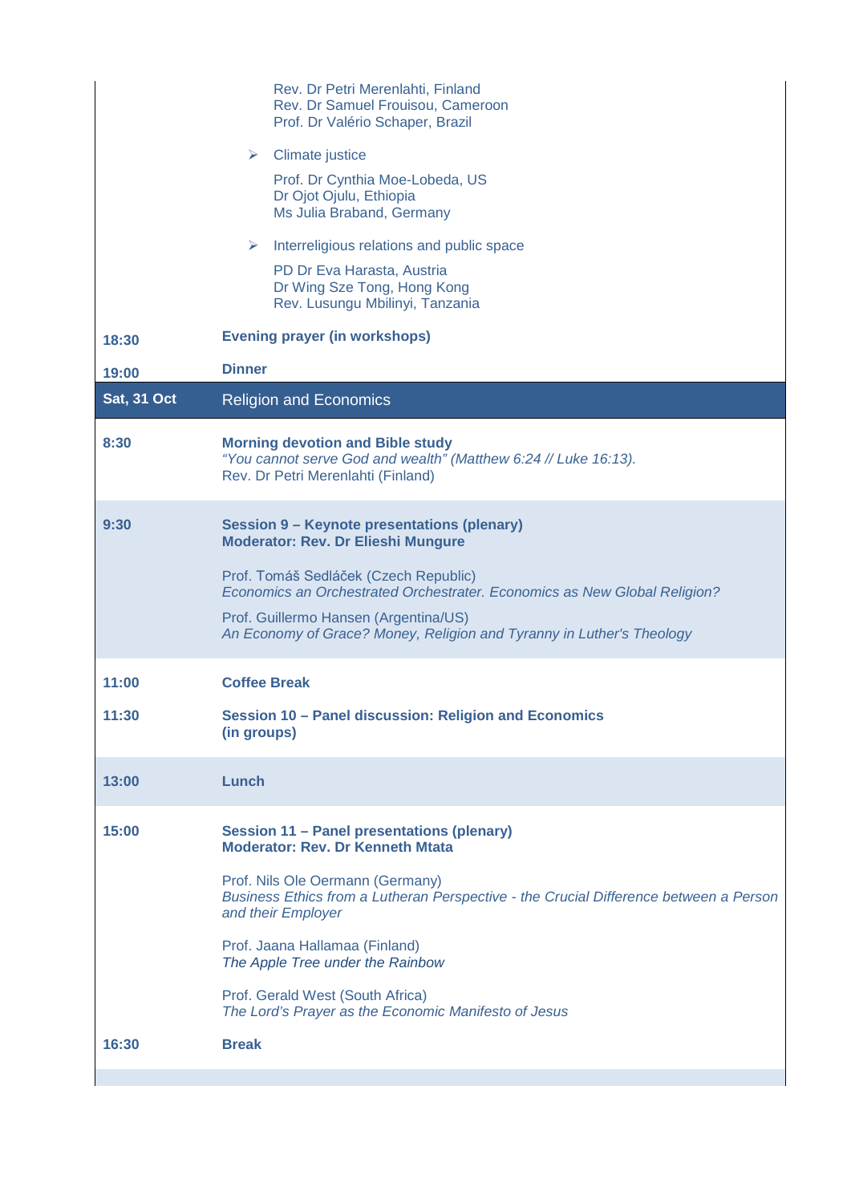| | |
|---|---|
| | Rev. Dr Petri Merenlahti, Finland<br>Rev. Dr Samuel Frouisou, Cameroon<br>Prof. Dr Valério Schaper, Brazil |
| | ➢ Climate justice<br>Prof. Dr Cynthia Moe-Lobeda, US<br>Dr Ojot Ojulu, Ethiopia<br>Ms Julia Braband, Germany |
| | ➢ Interreligious relations and public space<br>PD Dr Eva Harasta, Austria<br>Dr Wing Sze Tong, Hong Kong<br>Rev. Lusungu Mbilinyi, Tanzania |
| **18:30** | **Evening prayer (in workshops)** |
| **19:00** | **Dinner** |
| **Sat, 31 Oct** | **Religion and Economics** |
| **8:30** | **Morning devotion and Bible study**<br>*"You cannot serve God and wealth" (Matthew 6:24 // Luke 16:13).*<br>Rev. Dr Petri Merenlahti (Finland) |
| **9:30** | **Session 9 – Keynote presentations (plenary)**<br>**Moderator: Rev. Dr Elieshi Mungure**<br><br>Prof. Tomáš Sedláček (Czech Republic)<br>*Economics an Orchestrated Orchestrater. Economics as New Global Religion?*<br><br>Prof. Guillermo Hansen (Argentina/US)<br>*An Economy of Grace? Money, Religion and Tyranny in Luther's Theology* |
| **11:00** | **Coffee Break** |
| **11:30** | **Session 10 – Panel discussion: Religion and Economics (in groups)** |
| **13:00** | **Lunch** |
| **15:00** | **Session 11 – Panel presentations (plenary)**<br>**Moderator: Rev. Dr Kenneth Mtata**<br><br>Prof. Nils Ole Oermann (Germany)<br>*Business Ethics from a Lutheran Perspective - the Crucial Difference between a Person and their Employer*<br><br>Prof. Jaana Hallamaa (Finland)<br>*The Apple Tree under the Rainbow*<br><br>Prof. Gerald West (South Africa)<br>*The Lord's Prayer as the Economic Manifesto of Jesus* |
| **16:30** | **Break** |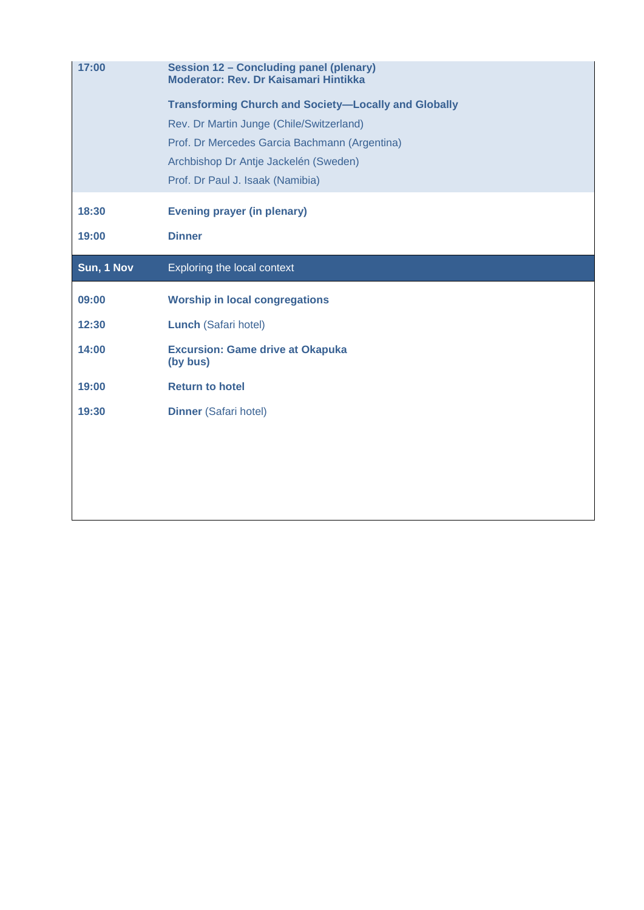| | |
|---|---|
| **17:00** | **Session 12 – Concluding panel (plenary)**<br>**Moderator: Rev. Dr Kaisamari Hintikka**<br><br>**Transforming Church and Society—Locally and Globally**<br>Rev. Dr Martin Junge (Chile/Switzerland)<br>Prof. Dr Mercedes Garcia Bachmann (Argentina)<br>Archbishop Dr Antje Jackelén (Sweden)<br>Prof. Dr Paul J. Isaak (Namibia) |
| **18:30** | **Evening prayer (in plenary)** |
| **19:00** | **Dinner** |
| **Sun, 1 Nov** | Exploring the local context |
| **09:00** | **Worship in local congregations** |
| **12:30** | **Lunch** (Safari hotel) |
| **14:00** | **Excursion: Game drive at Okapuka (by bus)** |
| **19:00** | **Return to hotel** |
| **19:30** | **Dinner** (Safari hotel) |